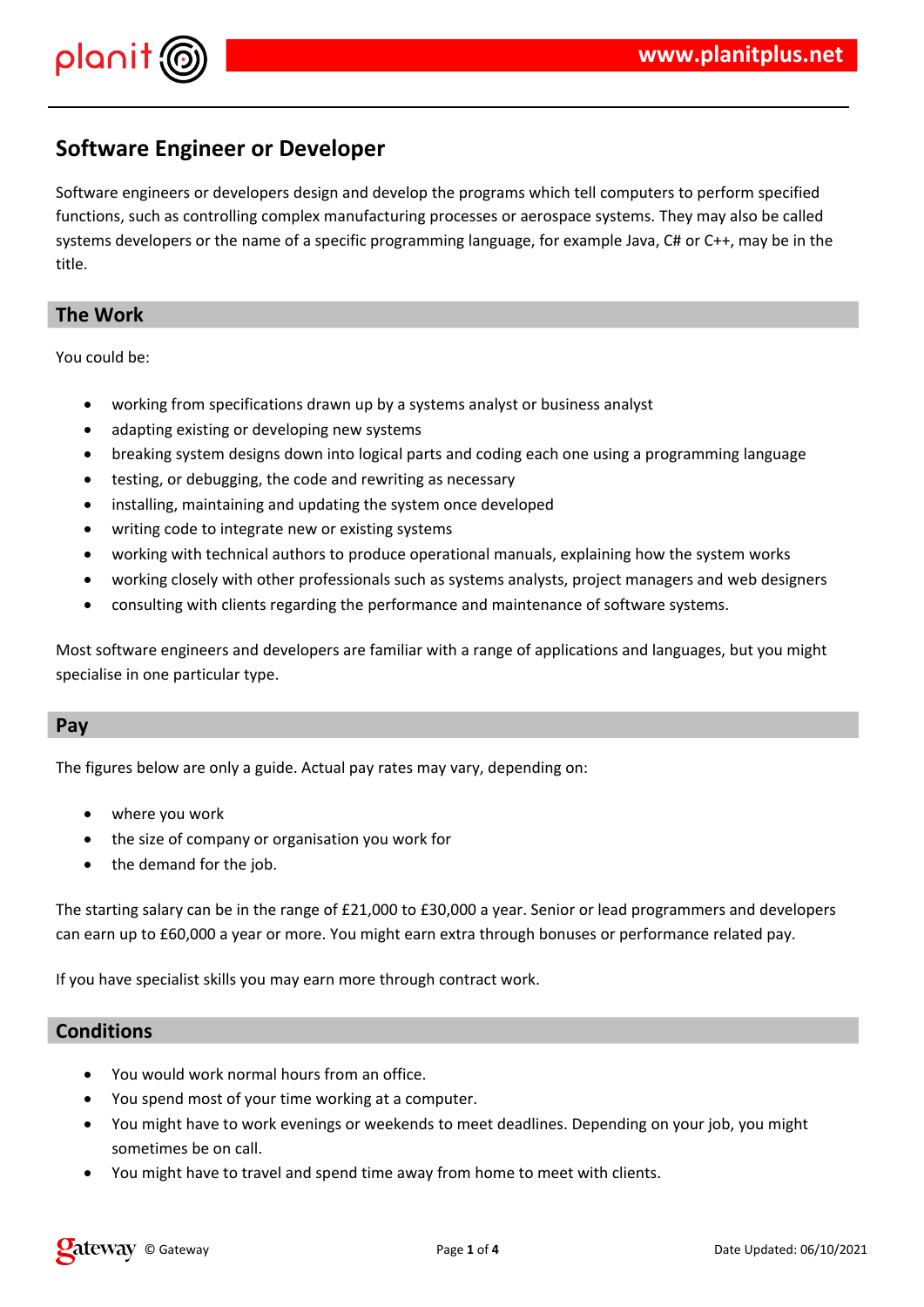# Software Engineer or Developer

Software engineers or developers design and develop the programs which tell computers to perform specified functions, such as controlling complex manufacturing processes or aerospace systems. They may also be called systems developers or the name of a specific programming language, for example Java, C# or C++, may be in the title.

## The Work

You could be:

- working from specifications drawn up by a systems analyst or business analyst
- adapting existing or developing new systems
- breaking system designs down into logical parts and coding each one using a programming language
- testing, or debugging, the code and rewriting as necessary
- installing, maintaining and updating the system once developed
- writing code to integrate new or existing systems
- working with technical authors to produce operational manuals, explaining how the system works
- working closely with other professionals such as systems analysts, project managers and web designers
- consulting with clients regarding the performance and maintenance of software systems.

Most software engineers and developers are familiar with a range of applications and languages, but you might specialise in one particular type.

## Pay

The figures below are only a guide. Actual pay rates may vary, depending on:

- where you work
- the size of company or organisation you work for
- the demand for the job.

The starting salary can be in the range of £21,000 to £30,000 a year. Senior or lead programmers and developers can earn up to £60,000 a year or more. You might earn extra through bonuses or performance related pay.

If you have specialist skills you may earn more through contract work.

## Conditions

- You would work normal hours from an office.
- You spend most of your time working at a computer.
- You might have to work evenings or weekends to meet deadlines. Depending on your job, you might sometimes be on call.
- You might have to travel and spend time away from home to meet with clients.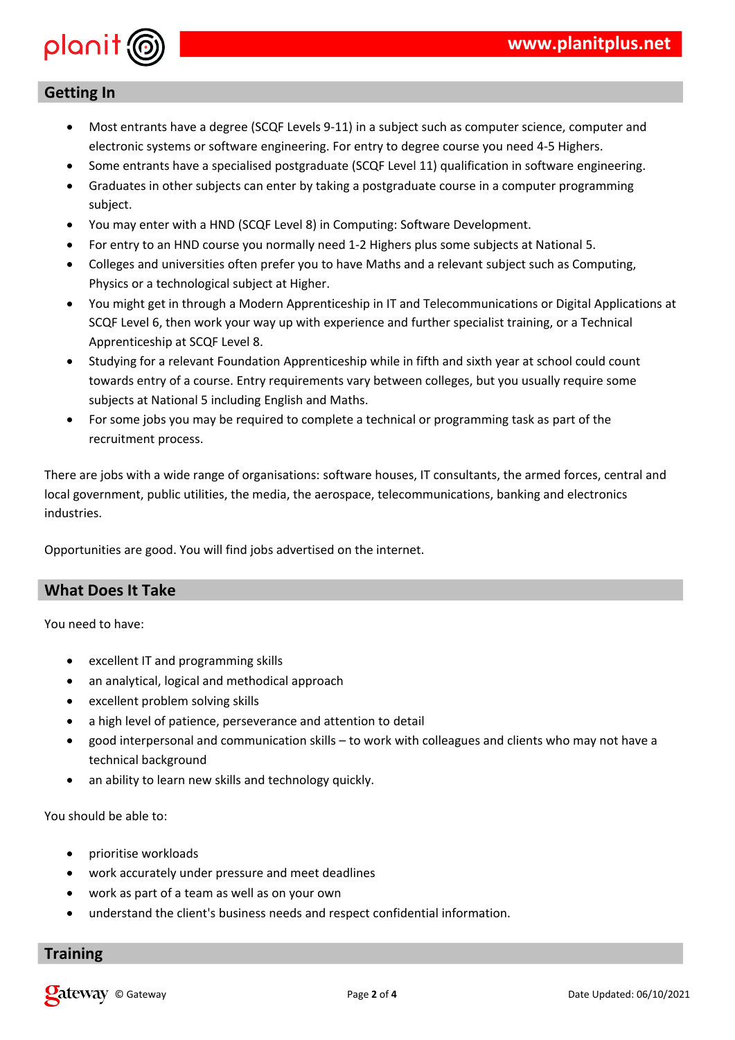## Getting In

- Most entrants have a degree (SCQF Levels 9-11) in a subject such as computer science, computer and electronic systems or software engineering. For entry to degree course you need 4-5 Highers.
- Some entrants have a specialised postgraduate (SCQF Level 11) qualification in software engineering.
- Graduates in other subjects can enter by taking a postgraduate course in a computer programming subject.
- You may enter with a HND (SCQF Level 8) in Computing: Software Development.
- For entry to an HND course you normally need 1-2 Highers plus some subjects at National 5.
- Colleges and universities often prefer you to have Maths and a relevant subject such as Computing, Physics or a technological subject at Higher.
- You might get in through a Modern Apprenticeship in IT and Telecommunications or Digital Applications at SCQF Level 6, then work your way up with experience and further specialist training, or a Technical Apprenticeship at SCQF Level 8.
- Studying for a relevant Foundation Apprenticeship while in fifth and sixth year at school could count towards entry of a course. Entry requirements vary between colleges, but you usually require some subjects at National 5 including English and Maths.
- For some jobs you may be required to complete a technical or programming task as part of the recruitment process.

There are jobs with a wide range of organisations: software houses, IT consultants, the armed forces, central and local government, public utilities, the media, the aerospace, telecommunications, banking and electronics industries.

Opportunities are good. You will find jobs advertised on the internet.

## What Does It Take

You need to have:

- excellent IT and programming skills
- an analytical, logical and methodical approach
- excellent problem solving skills
- a high level of patience, perseverance and attention to detail
- good interpersonal and communication skills – to work with colleagues and clients who may not have a technical background
- an ability to learn new skills and technology quickly.

You should be able to:

- prioritise workloads
- work accurately under pressure and meet deadlines
- work as part of a team as well as on your own
- understand the client's business needs and respect confidential information.

## Training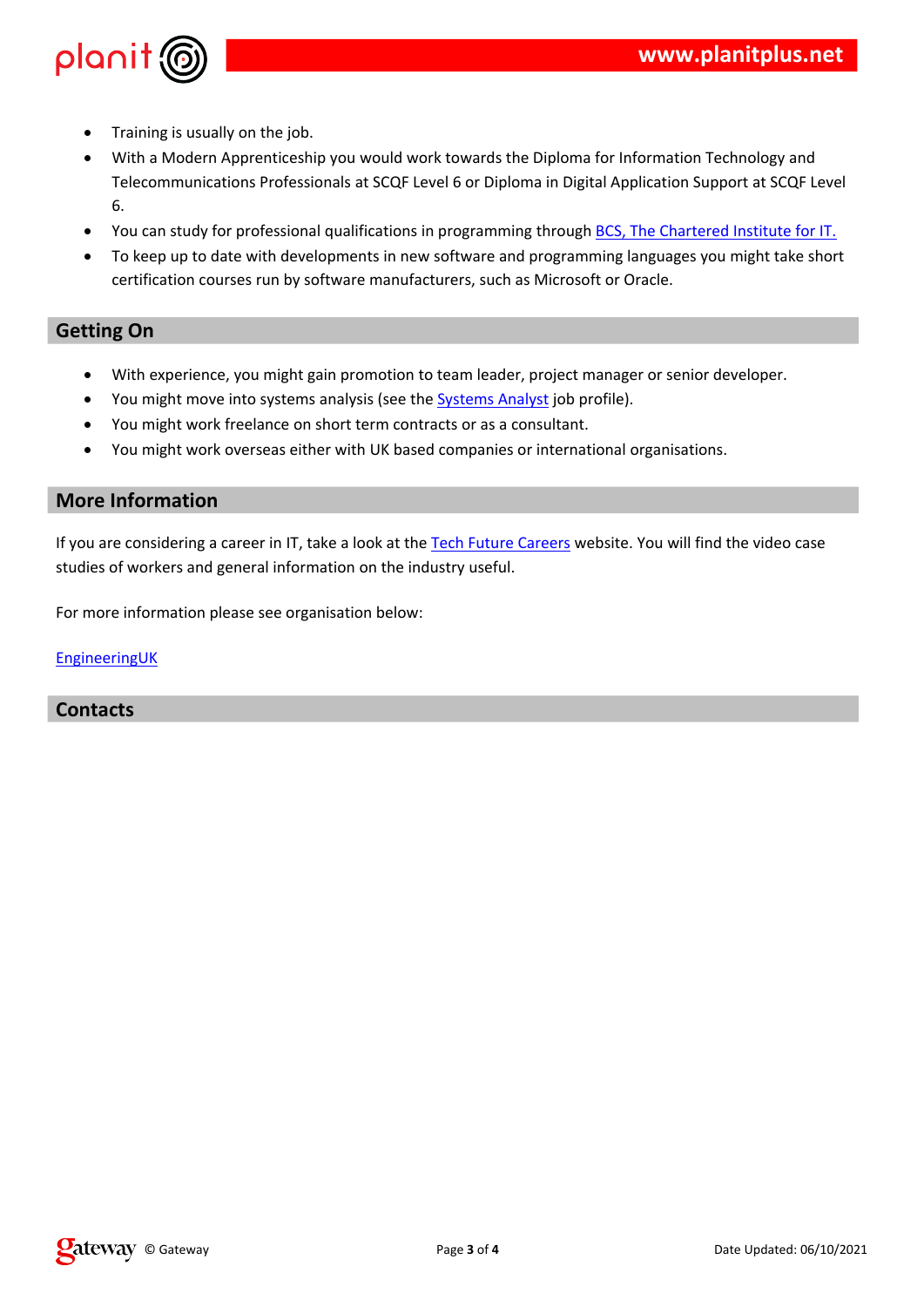- Training is usually on the job.
- With a Modern Apprenticeship you would work towards the Diploma for Information Technology and Telecommunications Professionals at SCQF Level 6 or Diploma in Digital Application Support at SCQF Level 6.
- You can study for professional qualifications in programming through BCS, The Chartered Institute for IT.
- To keep up to date with developments in new software and programming languages you might take short certification courses run by software manufacturers, such as Microsoft or Oracle.

## Getting On

- With experience, you might gain promotion to team leader, project manager or senior developer.
- You might move into systems analysis (see the Systems Analyst job profile).
- You might work freelance on short term contracts or as a consultant.
- You might work overseas either with UK based companies or international organisations.

## More Information

If you are considering a career in IT, take a look at the Tech Future Careers website. You will find the video case studies of workers and general information on the industry useful.

For more information please see organisation below:

EngineeringUK

## Contacts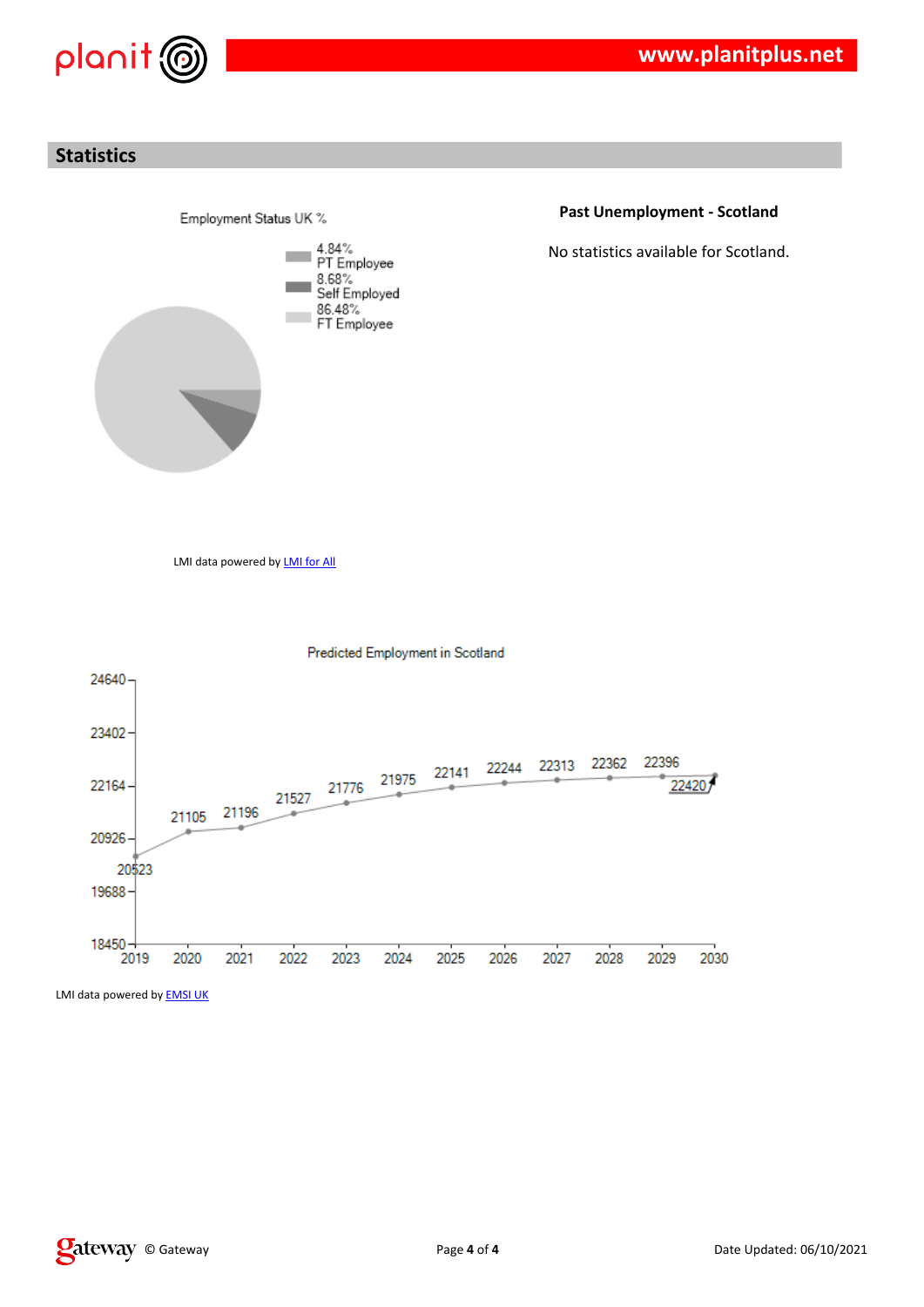## Statistics

Employment Status UK %

4.84% PT Employee
8.68% Self Employed
86.48% FT Employee

LMI data powered by [LMI for All]

**Past Unemployment - Scotland**

No statistics available for Scotland.

Predicted Employment in Scotland

24640
23402
22164
20926
19688
18450

2019 2020 2021 2022 2023 2024 2025 2026 2027 2028 2029 2030

20523 21105 21196 21527 21776 21975 22141 22244 22313 22362 22396 22420

LMI data powered by [EMSI UK]

Date Updated: 06/10/2021